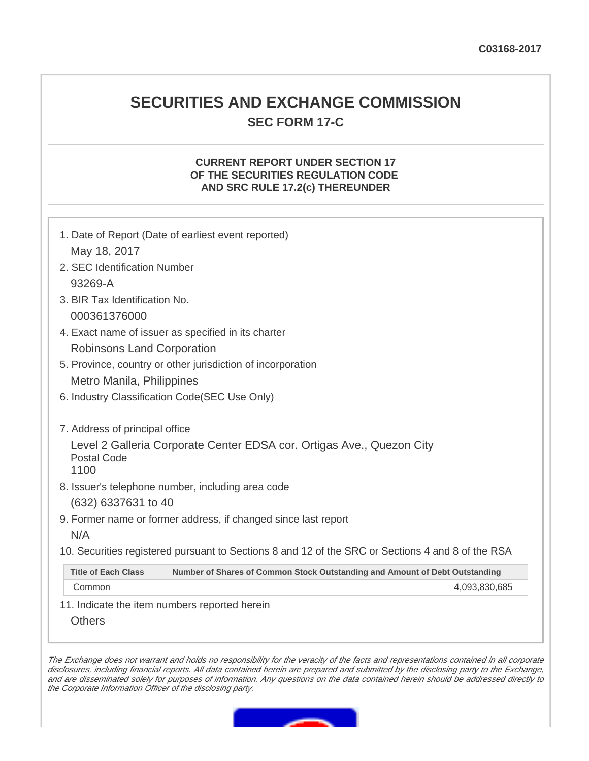C03168-2017

# SECURITIES AND EXCHANGE COMMISSION

## SEC FORM 17-C

### CURRENT REPORT UNDER SECTION 17 OF THE SECURITIES REGULATION CODE AND SRC RULE 17.2(c) THEREUNDER

1. Date of Report (Date of earliest event reported)

   May 18, 2017

2. SEC Identification Number

   93269-A

3. BIR Tax Identification No.

   000361376000

4. Exact name of issuer as specified in its charter

   Robinsons Land Corporation

5. Province, country or other jurisdiction of incorporation

   Metro Manila, Philippines

6. Industry Classification Code(SEC Use Only)

7. Address of principal office

   Level 2 Galleria Corporate Center EDSA cor. Ortigas Ave., Quezon City
   Postal Code
   1100

8. Issuer's telephone number, including area code

   (632) 6337631 to 40

9. Former name or former address, if changed since last report

   N/A

10. Securities registered pursuant to Sections 8 and 12 of the SRC or Sections 4 and 8 of the RSA

| Title of Each Class | Number of Shares of Common Stock Outstanding and Amount of Debt Outstanding |
|---|---|
| Common | 4,093,830,685 |

11. Indicate the item numbers reported herein

    Others

*The Exchange does not warrant and holds no responsibility for the veracity of the facts and representations contained in all corporate disclosures, including financial reports. All data contained herein are prepared and submitted by the disclosing party to the Exchange, and are disseminated solely for purposes of information. Any questions on the data contained herein should be addressed directly to the Corporate Information Officer of the disclosing party.*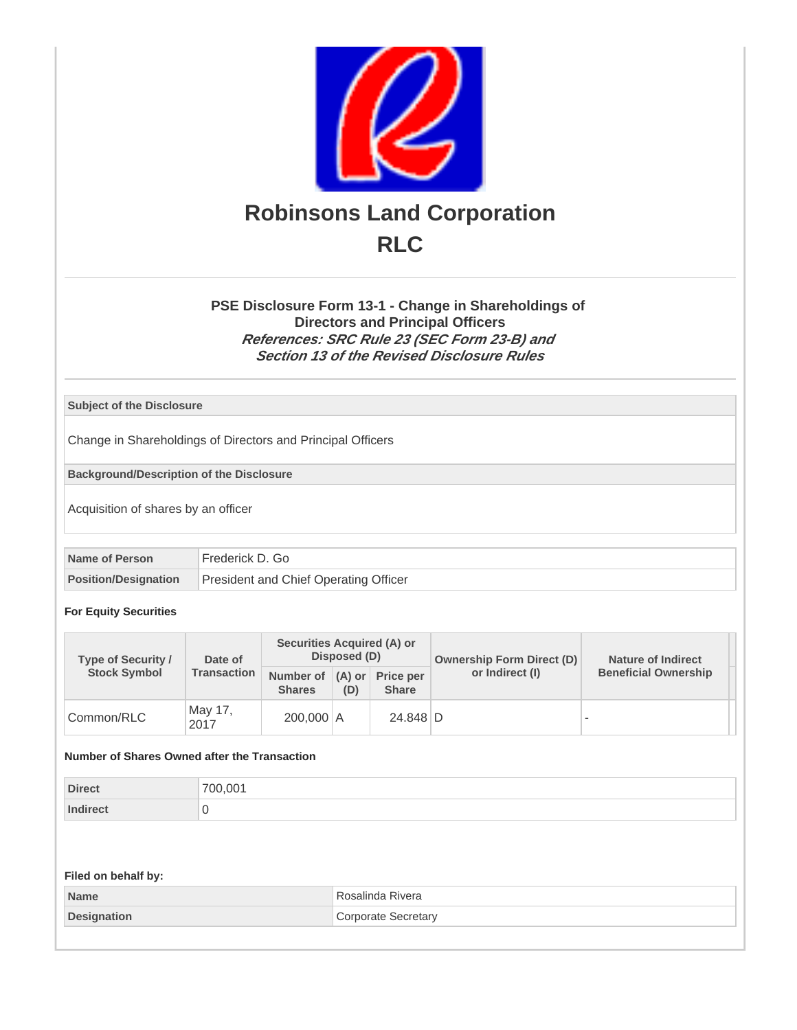# Robinsons Land Corporation

# RLC

### PSE Disclosure Form 13-1 - Change in Shareholdings of Directors and Principal Officers

***References: SRC Rule 23 (SEC Form 23-B) and Section 13 of the Revised Disclosure Rules***

| Subject of the Disclosure |
|---|
| Change in Shareholdings of Directors and Principal Officers |

| Background/Description of the Disclosure |
|---|
| Acquisition of shares by an officer |

| | |
|---|---|
| **Name of Person** | Frederick D. Go |
| **Position/Designation** | President and Chief Operating Officer |

**For Equity Securities**

| Type of Security / Stock Symbol | Date of Transaction | Securities Acquired (A) or Disposed (D) | | | Ownership Form Direct (D) or Indirect (I) | Nature of Indirect Beneficial Ownership |
|---|---|---|---|---|---|---|
| | | Number of Shares | (A) or (D) | Price per Share | | |
| Common/RLC | May 17, 2017 | 200,000 | A | 24.848 | D | - |

**Number of Shares Owned after the Transaction**

| | |
|---|---|
| **Direct** | 700,001 |
| **Indirect** | 0 |

**Filed on behalf by:**

| | |
|---|---|
| **Name** | Rosalinda Rivera |
| **Designation** | Corporate Secretary |